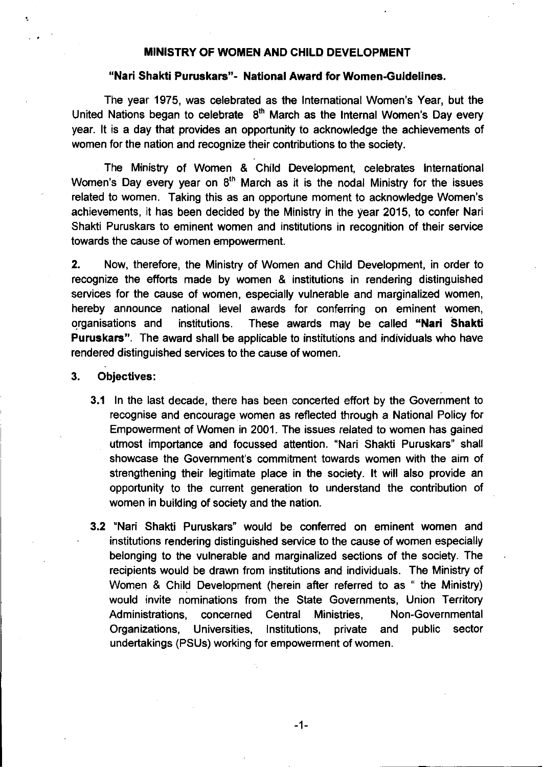# MINISTRY OF WOMEN AND CHILD DEVELOPMENT

## "Nari Shakti Puruskars"- National Award for Women-Guidelines.

The year 1975, was celebrated as the International Women's Year, but the United Nations began to celebrate 8th March as the Internal Women's Day every year. It is a day that provides an opportunity to acknowledge the achievements of women for the nation and recognize their contributions to the society.

The Ministry of Women & Child Development, celebrates International Women's Day every year on 8th March as it is the nodal Ministry for the issues related to women. Taking this as an opportune moment to acknowledge Women's achievements, it has been decided by the Ministry in the year 2015, to confer Nari Shakti Puruskars to eminent women and institutions in recognition of their service towards the cause of women empowerment.

**2.** Now, therefore, the Ministry of Women and Child Development, in order to recognize the efforts made by women & institutions in rendering distinguished services for the cause of women, especially vulnerable and marginalized women, hereby announce national level awards for conferring on eminent women, organisations and institutions. These awards may be called **"Nari Shakti Puruskars"**. The award shall be applicable to institutions and individuals who have rendered distinguished services to the cause of women.

**3. Objectives:**

**3.1** In the last decade, there has been concerted effort by the Government to recognise and encourage women as reflected through a National Policy for Empowerment of Women in 2001. The issues related to women has gained utmost importance and focussed attention. "Nari Shakti Puruskars" shall showcase the Government's commitment towards women with the aim of strengthening their legitimate place in the society. It will also provide an opportunity to the current generation to understand the contribution of women in building of society and the nation.

**3.2** "Nari Shakti Puruskars" would be conferred on eminent women and institutions rendering distinguished service to the cause of women especially belonging to the vulnerable and marginalized sections of the society. The recipients would be drawn from institutions and individuals. The Ministry of Women & Child Development (herein after referred to as " the Ministry) would invite nominations from the State Governments, Union Territory Administrations, concerned Central Ministries, Non-Governmental Organizations, Universities, Institutions, private and public sector undertakings (PSUs) working for empowerment of women.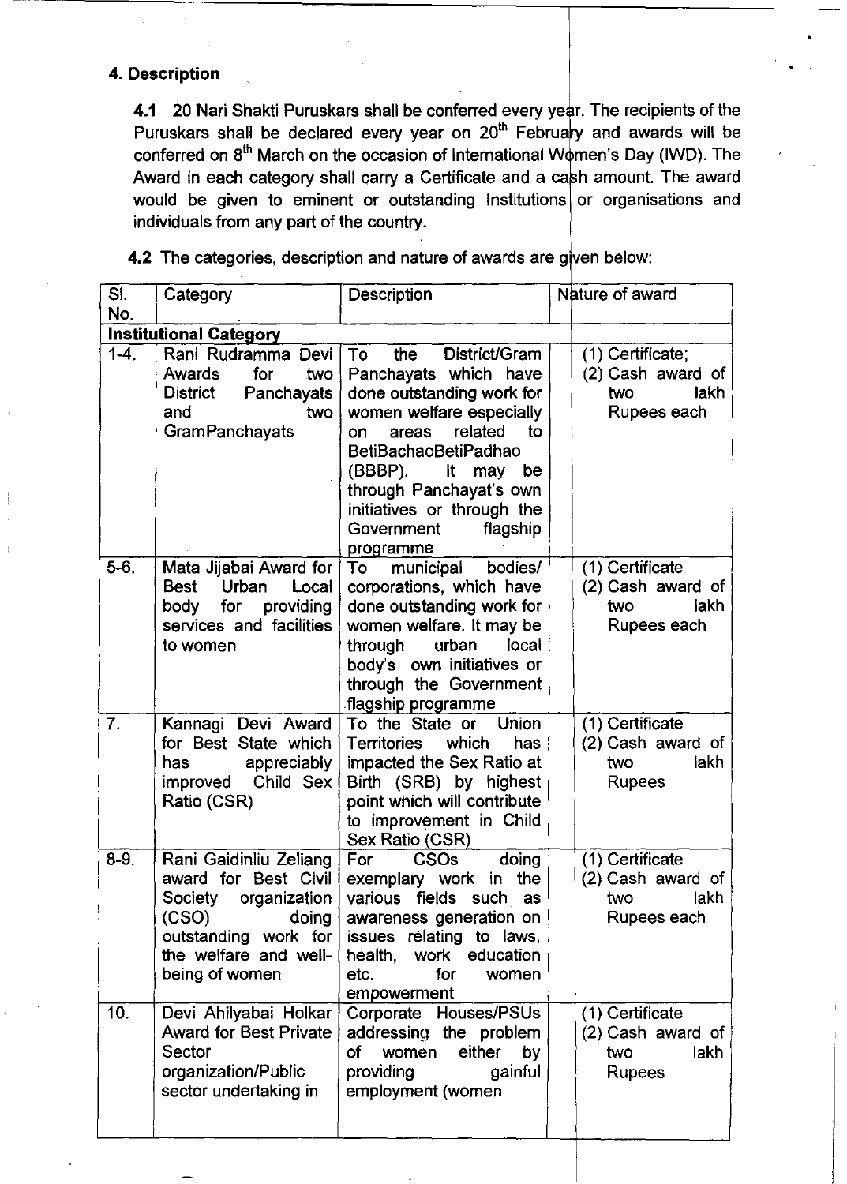## 4. Description

**4.1** 20 Nari Shakti Puruskars shall be conferred every year. The recipients of the Puruskars shall be declared every year on 20th February and awards will be conferred on 8th March on the occasion of International Women's Day (IWD). The Award in each category shall carry a Certificate and a cash amount. The award would be given to eminent or outstanding Institutions or organisations and individuals from any part of the country.

**4.2** The categories, description and nature of awards are given below:

| Sl. No. | Category | Description | Nature of award |
|---|---|---|---|
| **Institutional Category** | | | |
| 1-4. | Rani Rudramma Devi Awards for two District Panchayats and two GramPanchayats | To the District/Gram Panchayats which have done outstanding work for women welfare especially on areas related to BetiBachaoBetiPadhao (BBBP). It may be through Panchayat's own initiatives or through the Government flagship programme | (1) Certificate; (2) Cash award of two lakh Rupees each |
| 5-6. | Mata Jijabai Award for Best Urban Local body for providing services and facilities to women | To municipal bodies/ corporations, which have done outstanding work for women welfare. It may be through urban local body's own initiatives or through the Government flagship programme | (1) Certificate (2) Cash award of two lakh Rupees each |
| 7. | Kannagi Devi Award for Best State which has appreciably improved Child Sex Ratio (CSR) | To the State or Union Territories which has impacted the Sex Ratio at Birth (SRB) by highest point which will contribute to improvement in Child Sex Ratio (CSR) | (1) Certificate (2) Cash award of two lakh Rupees |
| 8-9. | Rani Gaidinliu Zeliang award for Best Civil Society organization (CSO) doing outstanding work for the welfare and well-being of women | For CSOs doing exemplary work in the various fields such as awareness generation on issues relating to laws, health, work education etc. for women empowerment | (1) Certificate (2) Cash award of two lakh Rupees each |
| 10. | Devi Ahilyabai Holkar Award for Best Private Sector organization/Public sector undertaking in | Corporate Houses/PSUs addressing the problem of women either by providing gainful employment (women | (1) Certificate (2) Cash award of two lakh Rupees |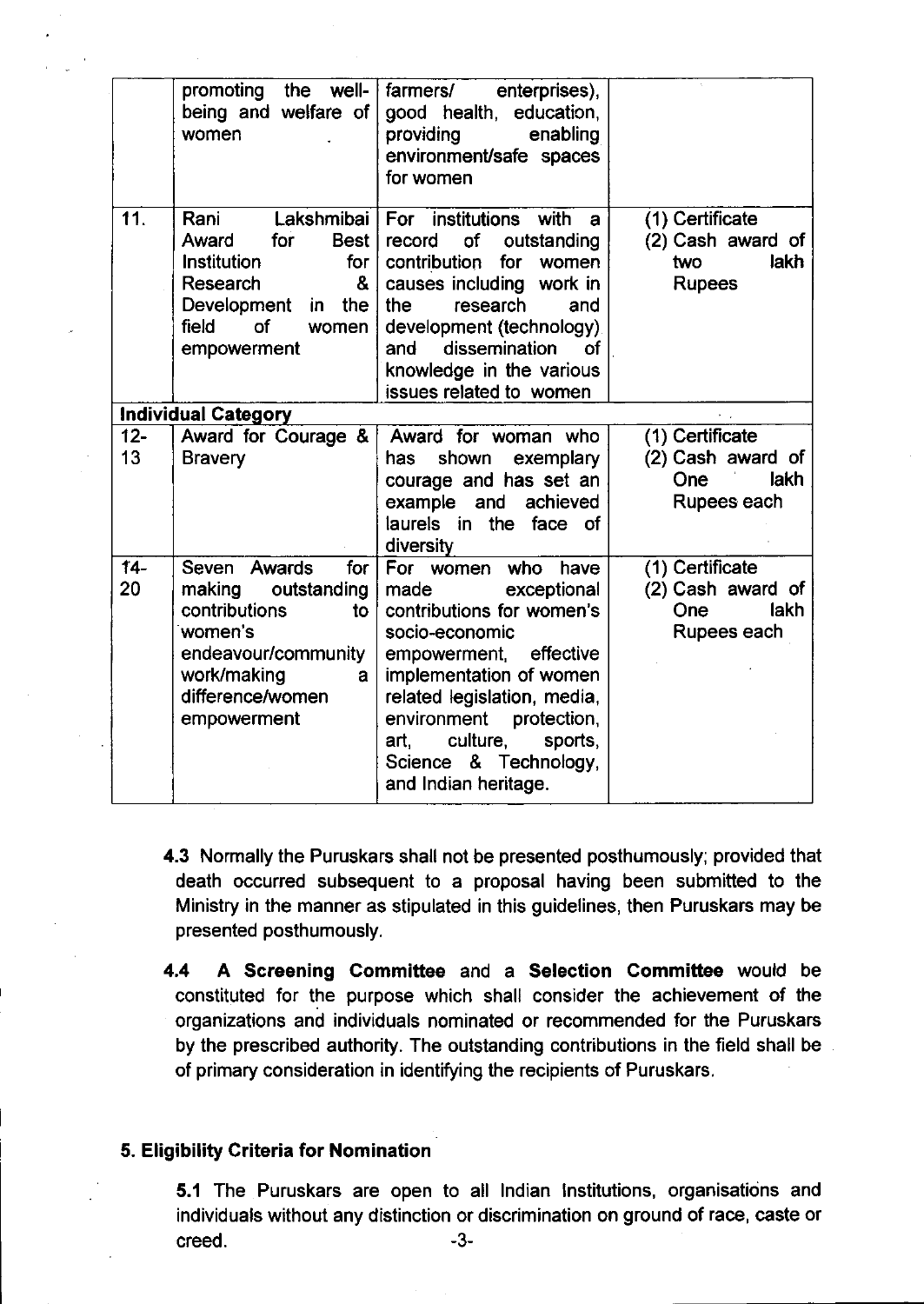| | | | |
|---|---|---|---|
| | promoting the well-being and welfare of women | farmers/ enterprises), good health, education, providing enabling environment/safe spaces for women | |
| 11. | Rani Lakshmibai Award for Best Institution for Research & Development in the field of women empowerment | For institutions with a record of outstanding contribution for women causes including work in the research and development (technology) and dissemination of knowledge in the various issues related to women | (1) Certificate (2) Cash award of two lakh Rupees |
| **Individual Category** | | | |
| 12-13 | Award for Courage & Bravery | Award for woman who has shown exemplary courage and has set an example and achieved laurels in the face of diversity | (1) Certificate (2) Cash award of One lakh Rupees each |
| 14-20 | Seven Awards for making outstanding contributions to women's endeavour/community work/making a difference/women empowerment | For women who have made exceptional contributions for women's socio-economic empowerment, effective implementation of women related legislation, media, environment protection, art, culture, sports, Science & Technology, and Indian heritage. | (1) Certificate (2) Cash award of One lakh Rupees each |

**4.3** Normally the Puruskars shall not be presented posthumously; provided that death occurred subsequent to a proposal having been submitted to the Ministry in the manner as stipulated in this guidelines, then Puruskars may be presented posthumously.

**4.4 A Screening Committee** and a **Selection Committee** would be constituted for the purpose which shall consider the achievement of the organizations and individuals nominated or recommended for the Puruskars by the prescribed authority. The outstanding contributions in the field shall be of primary consideration in identifying the recipients of Puruskars.

### 5. Eligibility Criteria for Nomination

**5.1** The Puruskars are open to all Indian Institutions, organisations and individuals without any distinction or discrimination on ground of race, caste or creed.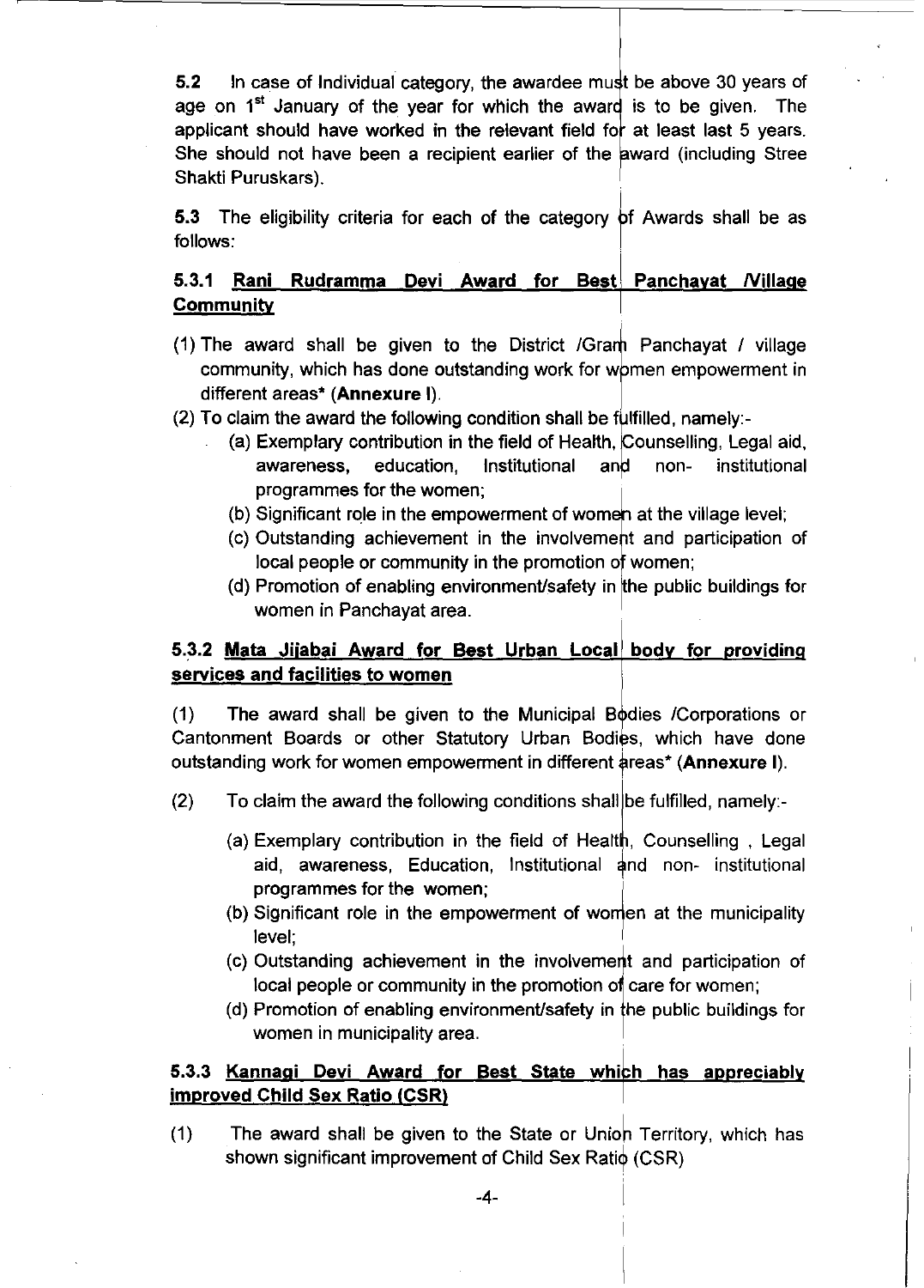**5.2** In case of Individual category, the awardee must be above 30 years of age on 1st January of the year for which the award is to be given. The applicant should have worked in the relevant field for at least last 5 years. She should not have been a recipient earlier of the award (including Stree Shakti Puruskars).

**5.3** The eligibility criteria for each of the category of Awards shall be as follows:

### 5.3.1 Rani Rudramma Devi Award for Best Panchayat /Village Community

(1) The award shall be given to the District /Gram Panchayat / village community, which has done outstanding work for women empowerment in different areas* (**Annexure I**).

(2) To claim the award the following condition shall be fulfilled, namely:-

- (a) Exemplary contribution in the field of Health, Counselling, Legal aid, awareness, education, Institutional and non- institutional programmes for the women;
- (b) Significant role in the empowerment of women at the village level;
- (c) Outstanding achievement in the involvement and participation of local people or community in the promotion of women;
- (d) Promotion of enabling environment/safety in the public buildings for women in Panchayat area.

### 5.3.2 Mata Jijabai Award for Best Urban Local body for providing services and facilities to women

(1) The award shall be given to the Municipal Bodies /Corporations or Cantonment Boards or other Statutory Urban Bodies, which have done outstanding work for women empowerment in different areas* (**Annexure I**).

(2) To claim the award the following conditions shall be fulfilled, namely:-

- (a) Exemplary contribution in the field of Health, Counselling , Legal aid, awareness, Education, Institutional and non- institutional programmes for the women;
- (b) Significant role in the empowerment of women at the municipality level;
- (c) Outstanding achievement in the involvement and participation of local people or community in the promotion of care for women;
- (d) Promotion of enabling environment/safety in the public buildings for women in municipality area.

### 5.3.3 Kannagi Devi Award for Best State which has appreciably improved Child Sex Ratio (CSR)

(1) The award shall be given to the State or Union Territory, which has shown significant improvement of Child Sex Ratio (CSR)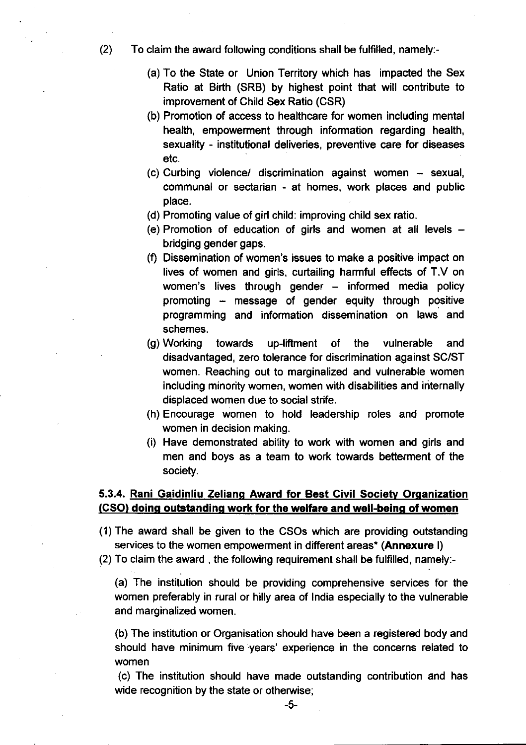(2) To claim the award following conditions shall be fulfilled, namely:-

(a) To the State or Union Territory which has impacted the Sex Ratio at Birth (SRB) by highest point that will contribute to improvement of Child Sex Ratio (CSR)

(b) Promotion of access to healthcare for women including mental health, empowerment through information regarding health, sexuality - institutional deliveries, preventive care for diseases etc.

(c) Curbing violence/ discrimination against women – sexual, communal or sectarian - at homes, work places and public place.

(d) Promoting value of girl child: improving child sex ratio.

(e) Promotion of education of girls and women at all levels – bridging gender gaps.

(f) Dissemination of women's issues to make a positive impact on lives of women and girls, curtailing harmful effects of T.V on women's lives through gender – informed media policy promoting – message of gender equity through positive programming and information dissemination on laws and schemes.

(g) Working towards up-liftment of the vulnerable and disadvantaged, zero tolerance for discrimination against SC/ST women. Reaching out to marginalized and vulnerable women including minority women, women with disabilities and internally displaced women due to social strife.

(h) Encourage women to hold leadership roles and promote women in decision making.

(i) Have demonstrated ability to work with women and girls and men and boys as a team to work towards betterment of the society.

### 5.3.4. <u>Rani Gaidinliu Zeliang Award for Best Civil Society Organization (CSO) doing outstanding work for the welfare and well-being of women</u>

(1) The award shall be given to the CSOs which are providing outstanding services to the women empowerment in different areas* (**Annexure I**)

(2) To claim the award , the following requirement shall be fulfilled, namely:-

(a) The institution should be providing comprehensive services for the women preferably in rural or hilly area of India especially to the vulnerable and marginalized women.

(b) The institution or Organisation should have been a registered body and should have minimum five years' experience in the concerns related to women

(c) The institution should have made outstanding contribution and has wide recognition by the state or otherwise;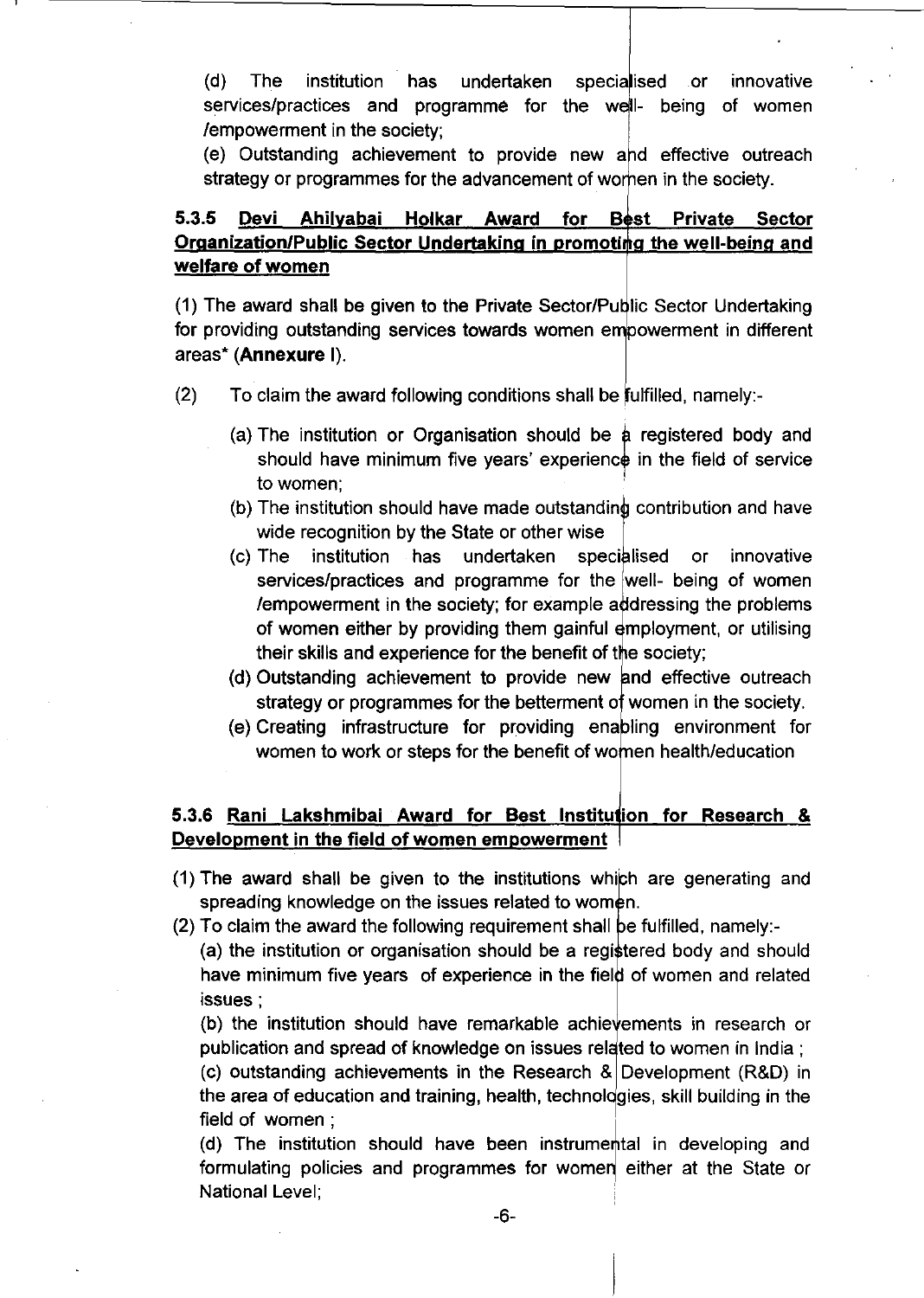(d) The institution has undertaken specialised or innovative services/practices and programme for the well- being of women /empowerment in the society;

(e) Outstanding achievement to provide new and effective outreach strategy or programmes for the advancement of women in the society.

### 5.3.5 <u>Devi Ahilyabai Holkar Award for Best Private Sector Organization/Public Sector Undertaking in promoting the well-being and welfare of women</u>

(1) The award shall be given to the Private Sector/Public Sector Undertaking for providing outstanding services towards women empowerment in different areas* (**Annexure I**).

(2) To claim the award following conditions shall be fulfilled, namely:-

(a) The institution or Organisation should be a registered body and should have minimum five years' experience in the field of service to women;

(b) The institution should have made outstanding contribution and have wide recognition by the State or other wise

(c) The institution has undertaken specialised or innovative services/practices and programme for the well- being of women /empowerment in the society; for example addressing the problems of women either by providing them gainful employment, or utilising their skills and experience for the benefit of the society;

(d) Outstanding achievement to provide new and effective outreach strategy or programmes for the betterment of women in the society.

(e) Creating infrastructure for providing enabling environment for women to work or steps for the benefit of women health/education

### 5.3.6 <u>Rani Lakshmibai Award for Best Institution for Research & Development in the field of women empowerment</u>

(1) The award shall be given to the institutions which are generating and spreading knowledge on the issues related to women.

(2) To claim the award the following requirement shall be fulfilled, namely:-

(a) the institution or organisation should be a registered body and should have minimum five years of experience in the field of women and related issues ;

(b) the institution should have remarkable achievements in research or publication and spread of knowledge on issues related to women in India ;

(c) outstanding achievements in the Research & Development (R&D) in the area of education and training, health, technologies, skill building in the field of women ;

(d) The institution should have been instrumental in developing and formulating policies and programmes for women either at the State or National Level;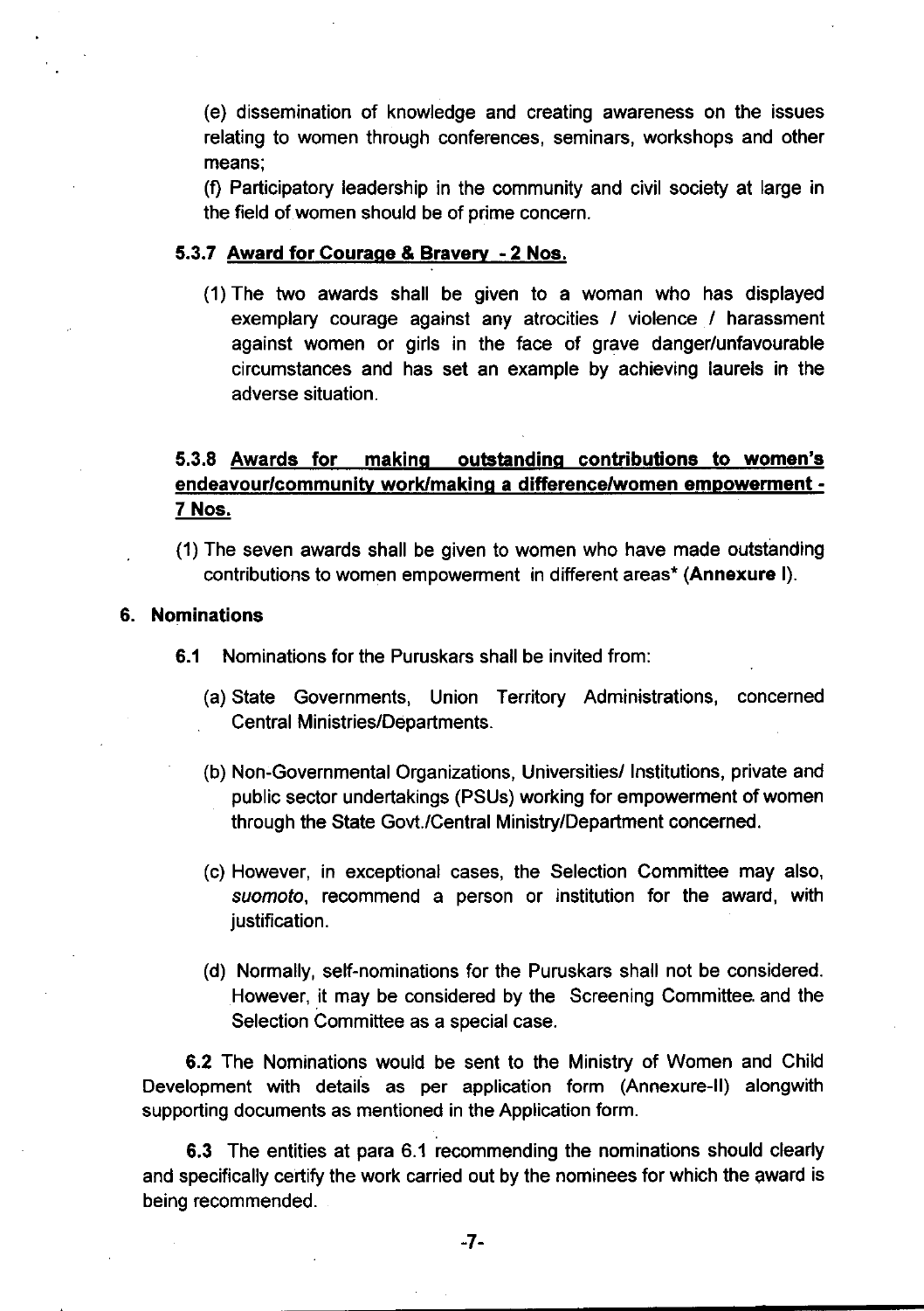(e) dissemination of knowledge and creating awareness on the issues relating to women through conferences, seminars, workshops and other means;

(f) Participatory leadership in the community and civil society at large in the field of women should be of prime concern.

#### 5.3.7 <u>Award for Courage & Bravery - 2 Nos.</u>

(1) The two awards shall be given to a woman who has displayed exemplary courage against any atrocities / violence / harassment against women or girls in the face of grave danger/unfavourable circumstances and has set an example by achieving laurels in the adverse situation.

#### 5.3.8 <u>Awards for making outstanding contributions to women's endeavour/community work/making a difference/women empowerment - 7 Nos.</u>

(1) The seven awards shall be given to women who have made outstanding contributions to women empowerment in different areas* (**Annexure I**).

### 6. Nominations

**6.1** Nominations for the Puruskars shall be invited from:

(a) State Governments, Union Territory Administrations, concerned Central Ministries/Departments.

(b) Non-Governmental Organizations, Universities/ Institutions, private and public sector undertakings (PSUs) working for empowerment of women through the State Govt./Central Ministry/Department concerned.

(c) However, in exceptional cases, the Selection Committee may also, *suomoto*, recommend a person or institution for the award, with justification.

(d) Normally, self-nominations for the Puruskars shall not be considered. However, it may be considered by the Screening Committee and the Selection Committee as a special case.

**6.2** The Nominations would be sent to the Ministry of Women and Child Development with details as per application form (Annexure-II) alongwith supporting documents as mentioned in the Application form.

**6.3** The entities at para 6.1 recommending the nominations should clearly and specifically certify the work carried out by the nominees for which the award is being recommended.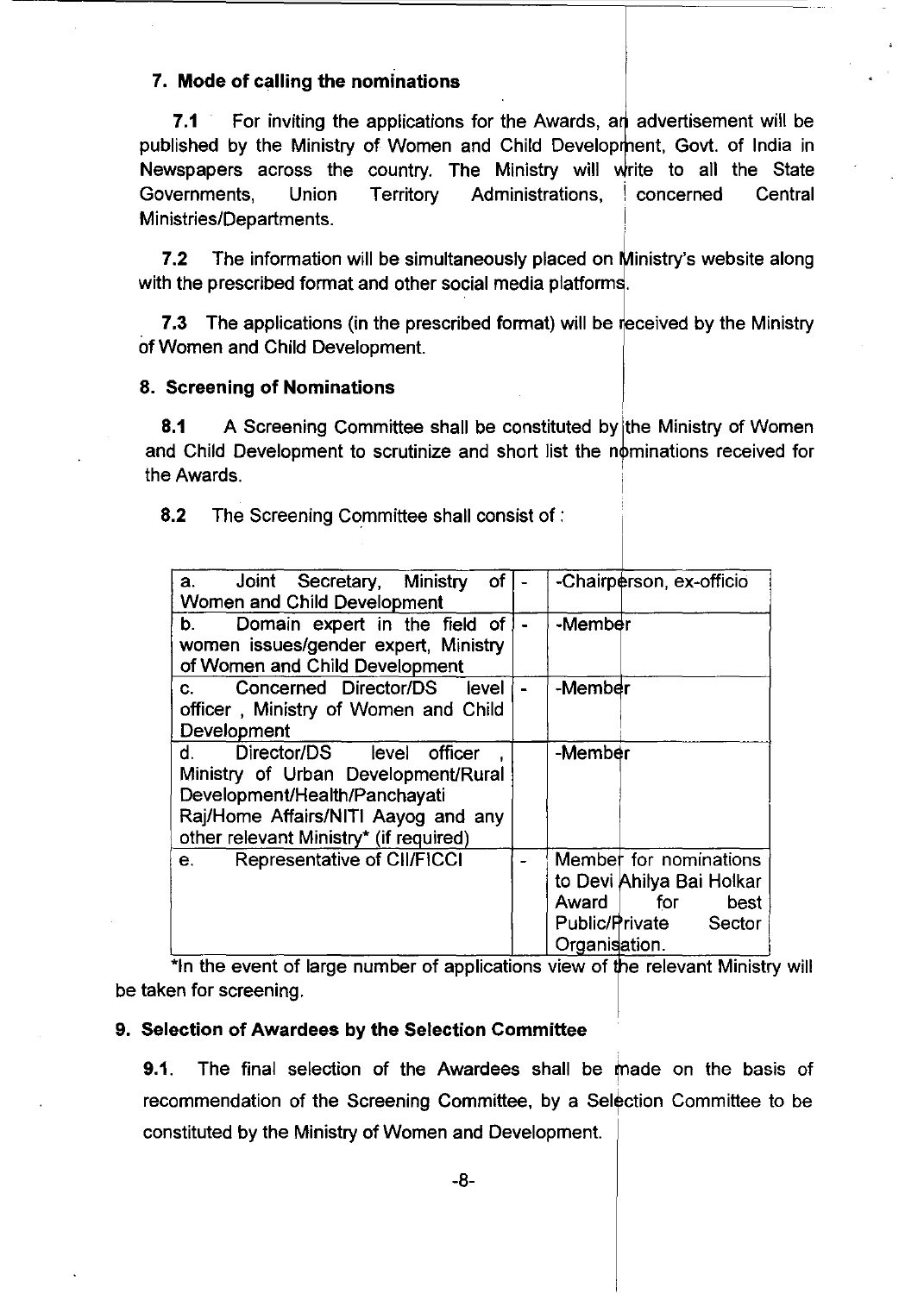### 7. Mode of calling the nominations

**7.1** For inviting the applications for the Awards, an advertisement will be published by the Ministry of Women and Child Development, Govt. of India in Newspapers across the country. The Ministry will write to all the State Governments, Union Territory Administrations, concerned Central Ministries/Departments.

**7.2** The information will be simultaneously placed on Ministry's website along with the prescribed format and other social media platforms.

**7.3** The applications (in the prescribed format) will be received by the Ministry of Women and Child Development.

### 8. Screening of Nominations

**8.1** A Screening Committee shall be constituted by the Ministry of Women and Child Development to scrutinize and short list the nominations received for the Awards.

**8.2** The Screening Committee shall consist of :

| | | |
|---|---|---|
| a. Joint Secretary, Ministry of Women and Child Development | - | -Chairperson, ex-officio |
| b. Domain expert in the field of women issues/gender expert, Ministry of Women and Child Development | - | -Member |
| c. Concerned Director/DS level officer , Ministry of Women and Child Development | - | -Member |
| d. Director/DS level officer , Ministry of Urban Development/Rural Development/Health/Panchayati Raj/Home Affairs/NITI Aayog and any other relevant Ministry* (if required) | | -Member |
| e. Representative of CII/FICCI | - | Member for nominations to Devi Ahilya Bai Holkar Award for best Public/Private Sector Organisation. |

*In the event of large number of applications view of the relevant Ministry will be taken for screening.

### 9. Selection of Awardees by the Selection Committee

**9.1**. The final selection of the Awardees shall be made on the basis of recommendation of the Screening Committee, by a Selection Committee to be constituted by the Ministry of Women and Development.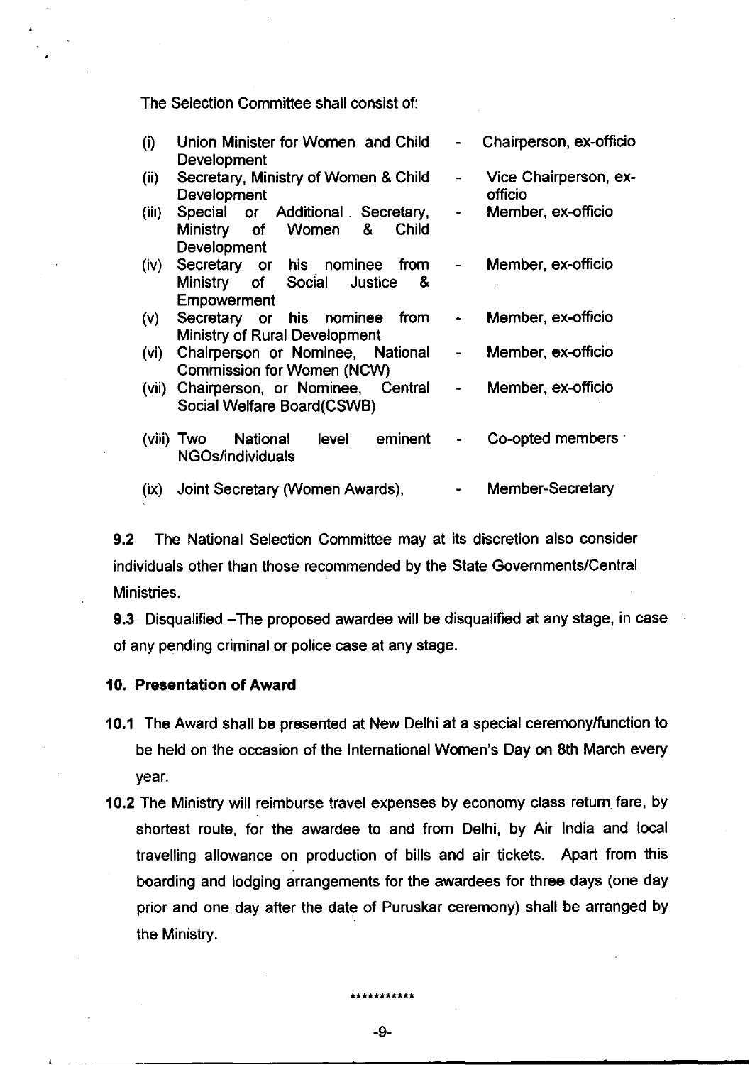The Selection Committee shall consist of:

| | | | |
|---|---|---|---|
| (i) | Union Minister for Women and Child Development | - | Chairperson, ex-officio |
| (ii) | Secretary, Ministry of Women & Child Development | - | Vice Chairperson, ex-officio |
| (iii) | Special or Additional Secretary, Ministry of Women & Child Development | - | Member, ex-officio |
| (iv) | Secretary or his nominee from Ministry of Social Justice & Empowerment | - | Member, ex-officio |
| (v) | Secretary or his nominee from Ministry of Rural Development | - | Member, ex-officio |
| (vi) | Chairperson or Nominee, National Commission for Women (NCW) | - | Member, ex-officio |
| (vii) | Chairperson, or Nominee, Central Social Welfare Board(CSWB) | - | Member, ex-officio |
| (viii) | Two National level eminent NGOs/individuals | - | Co-opted members |
| (ix) | Joint Secretary (Women Awards), | - | Member-Secretary |

**9.2** The National Selection Committee may at its discretion also consider individuals other than those recommended by the State Governments/Central Ministries.

**9.3** Disqualified –The proposed awardee will be disqualified at any stage, in case of any pending criminal or police case at any stage.

## 10. Presentation of Award

**10.1** The Award shall be presented at New Delhi at a special ceremony/function to be held on the occasion of the International Women's Day on 8th March every year.

**10.2** The Ministry will reimburse travel expenses by economy class return fare, by shortest route, for the awardee to and from Delhi, by Air India and local travelling allowance on production of bills and air tickets. Apart from this boarding and lodging arrangements for the awardees for three days (one day prior and one day after the date of Puruskar ceremony) shall be arranged by the Ministry.

***********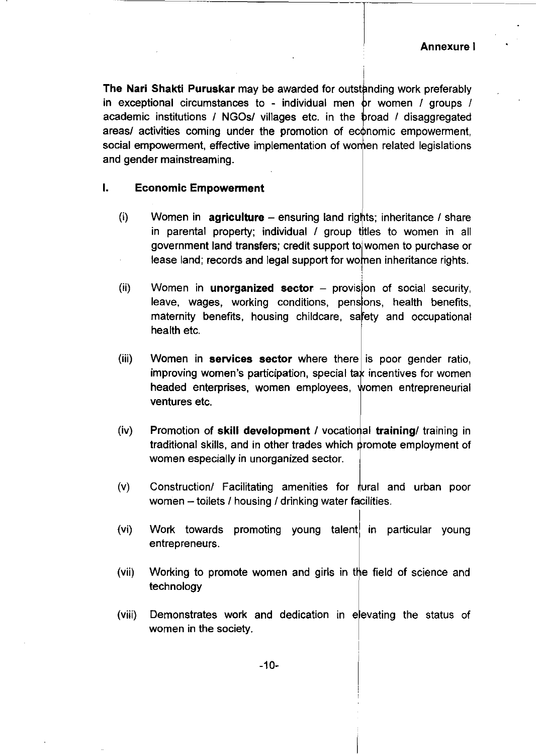**Annexure I**

**The Nari Shakti Puruskar** may be awarded for outstanding work preferably in exceptional circumstances to - individual men or women / groups / academic institutions / NGOs/ villages etc. in the broad / disaggregated areas/ activities coming under the promotion of economic empowerment, social empowerment, effective implementation of women related legislations and gender mainstreaming.

## I. Economic Empowerment

(i) Women in **agriculture** – ensuring land rights; inheritance / share in parental property; individual / group titles to women in all government land transfers; credit support to women to purchase or lease land; records and legal support for women inheritance rights.

(ii) Women in **unorganized sector** – provision of social security, leave, wages, working conditions, pensions, health benefits, maternity benefits, housing childcare, safety and occupational health etc.

(iii) Women in **services sector** where there is poor gender ratio, improving women's participation, special tax incentives for women headed enterprises, women employees, women entrepreneurial ventures etc.

(iv) Promotion of **skill development** / vocational **training**/ training in traditional skills, and in other trades which promote employment of women especially in unorganized sector.

(v) Construction/ Facilitating amenities for rural and urban poor women – toilets / housing / drinking water facilities.

(vi) Work towards promoting young talent in particular young entrepreneurs.

(vii) Working to promote women and girls in the field of science and technology

(viii) Demonstrates work and dedication in elevating the status of women in the society.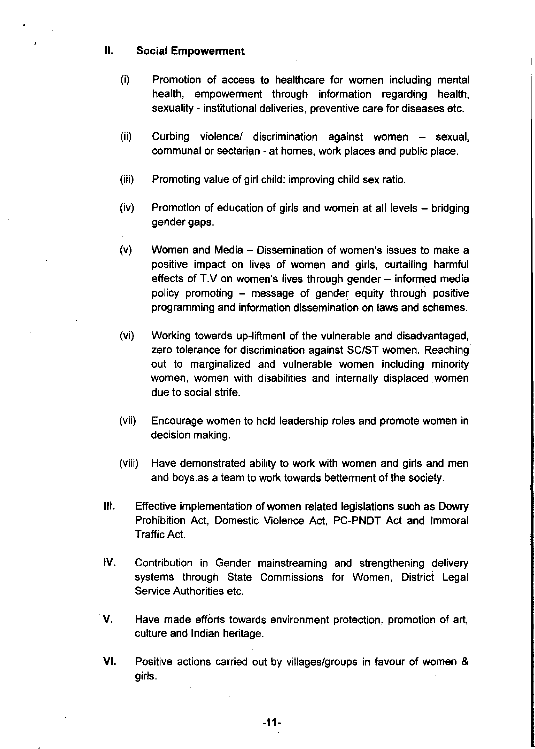## II. Social Empowerment

(i) Promotion of access to healthcare for women including mental health, empowerment through information regarding health, sexuality - institutional deliveries, preventive care for diseases etc.

(ii) Curbing violence/ discrimination against women – sexual, communal or sectarian - at homes, work places and public place.

(iii) Promoting value of girl child: improving child sex ratio.

(iv) Promotion of education of girls and women at all levels – bridging gender gaps.

(v) Women and Media – Dissemination of women's issues to make a positive impact on lives of women and girls, curtailing harmful effects of T.V on women's lives through gender – informed media policy promoting – message of gender equity through positive programming and information dissemination on laws and schemes.

(vi) Working towards up-liftment of the vulnerable and disadvantaged, zero tolerance for discrimination against SC/ST women. Reaching out to marginalized and vulnerable women including minority women, women with disabilities and internally displaced women due to social strife.

(vii) Encourage women to hold leadership roles and promote women in decision making.

(viii) Have demonstrated ability to work with women and girls and men and boys as a team to work towards betterment of the society.

**III.** Effective implementation of women related legislations such as Dowry Prohibition Act, Domestic Violence Act, PC-PNDT Act and Immoral Traffic Act.

**IV.** Contribution in Gender mainstreaming and strengthening delivery systems through State Commissions for Women, District Legal Service Authorities etc.

**V.** Have made efforts towards environment protection, promotion of art, culture and Indian heritage.

**VI.** Positive actions carried out by villages/groups in favour of women & girls.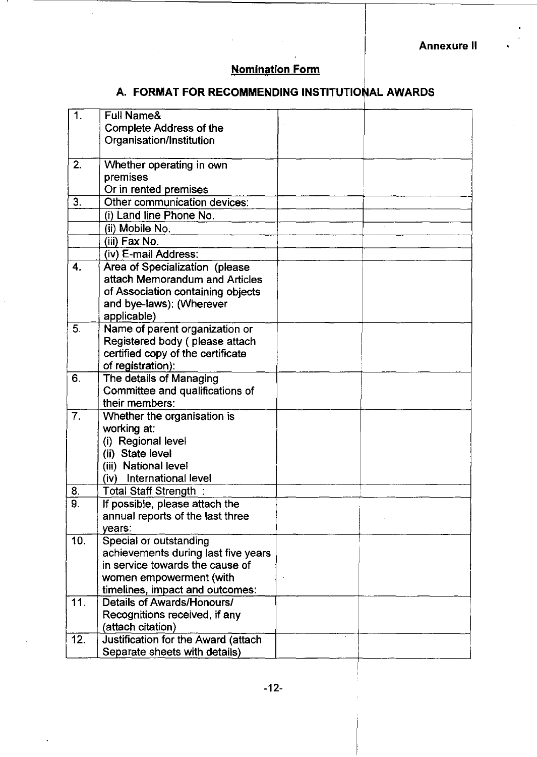**Annexure II**

## Nomination Form

## A. FORMAT FOR RECOMMENDING INSTITUTIONAL AWARDS

| | | | |
|---|---|---|---|
| 1. | Full Name& Complete Address of the Organisation/Institution | | |
| 2. | Whether operating in own premises Or in rented premises | | |
| 3. | Other communication devices: | | |
| | (i) Land line Phone No. | | |
| | (ii) Mobile No. | | |
| | (iii) Fax No. | | |
| | (iv) E-mail Address: | | |
| 4. | Area of Specialization (please attach Memorandum and Articles of Association containing objects and bye-laws): (Wherever applicable) | | |
| 5. | Name of parent organization or Registered body ( please attach certified copy of the certificate of registration): | | |
| 6. | The details of Managing Committee and qualifications of their members: | | |
| 7. | Whether the organisation is working at:<br>(i) Regional level<br>(ii) State level<br>(iii) National level<br>(iv) International level | | |
| 8. | Total Staff Strength : | | |
| 9. | If possible, please attach the annual reports of the last three years: | | |
| 10. | Special or outstanding achievements during last five years in service towards the cause of women empowerment (with timelines, impact and outcomes: | | |
| 11. | Details of Awards/Honours/ Recognitions received, if any (attach citation) | | |
| 12. | Justification for the Award (attach Separate sheets with details) | | |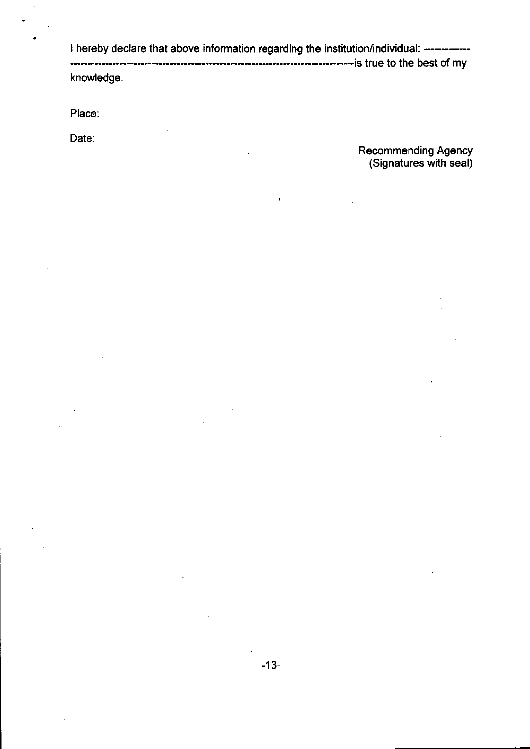I hereby declare that above information regarding the institution/individual: ------------
------------------------------------------------------------------------------is true to the best of my knowledge.

Place:

Date:

Recommending Agency
(Signatures with seal)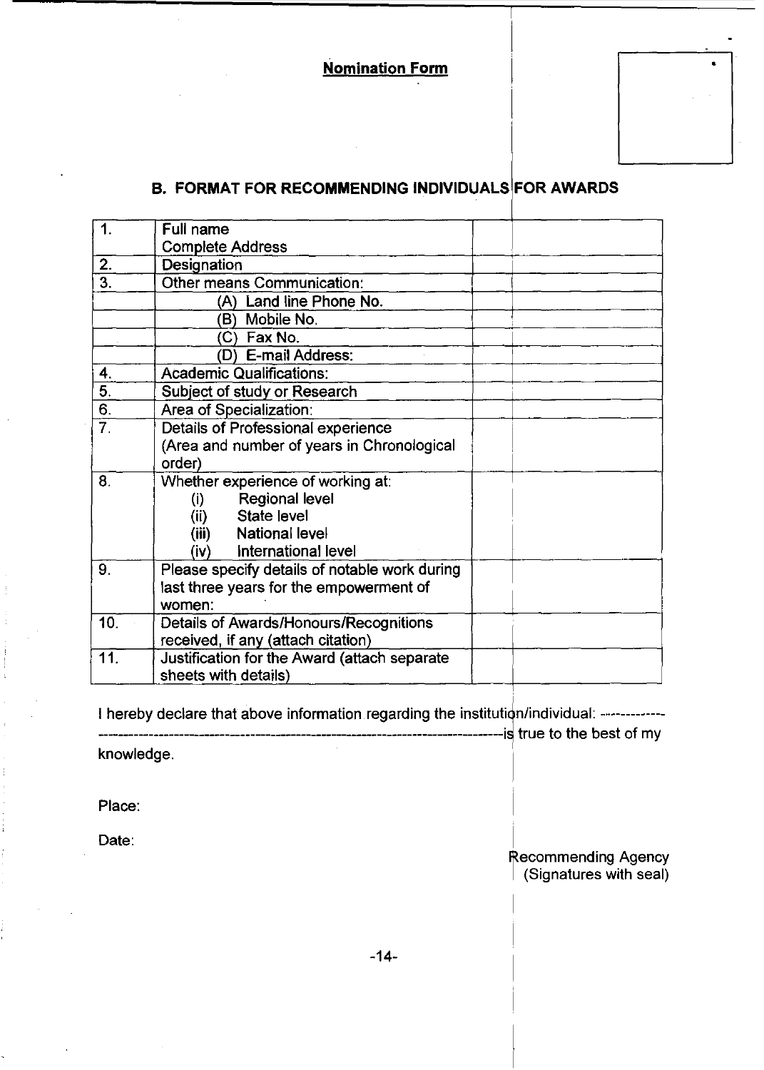## Nomination Form

### B. FORMAT FOR RECOMMENDING INDIVIDUALS FOR AWARDS

| | | | |
|---|---|---|---|
| 1. | Full name<br>Complete Address | | |
| 2. | Designation | | |
| 3. | Other means Communication: | | |
| | (A) Land line Phone No. | | |
| | (B) Mobile No. | | |
| | (C) Fax No. | | |
| | (D) E-mail Address: | | |
| 4. | Academic Qualifications: | | |
| 5. | Subject of study or Research | | |
| 6. | Area of Specialization: | | |
| 7. | Details of Professional experience (Area and number of years in Chronological order) | | |
| 8. | Whether experience of working at:<br>(i) Regional level<br>(ii) State level<br>(iii) National level<br>(iv) International level | | |
| 9. | Please specify details of notable work during last three years for the empowerment of women: | | |
| 10. | Details of Awards/Honours/Recognitions received, if any (attach citation) | | |
| 11. | Justification for the Award (attach separate sheets with details) | | |

I hereby declare that above information regarding the institution/individual: ------------------------------------------------------------------------------------------is true to the best of my knowledge.

Place:

Date:

Recommending Agency
(Signatures with seal)